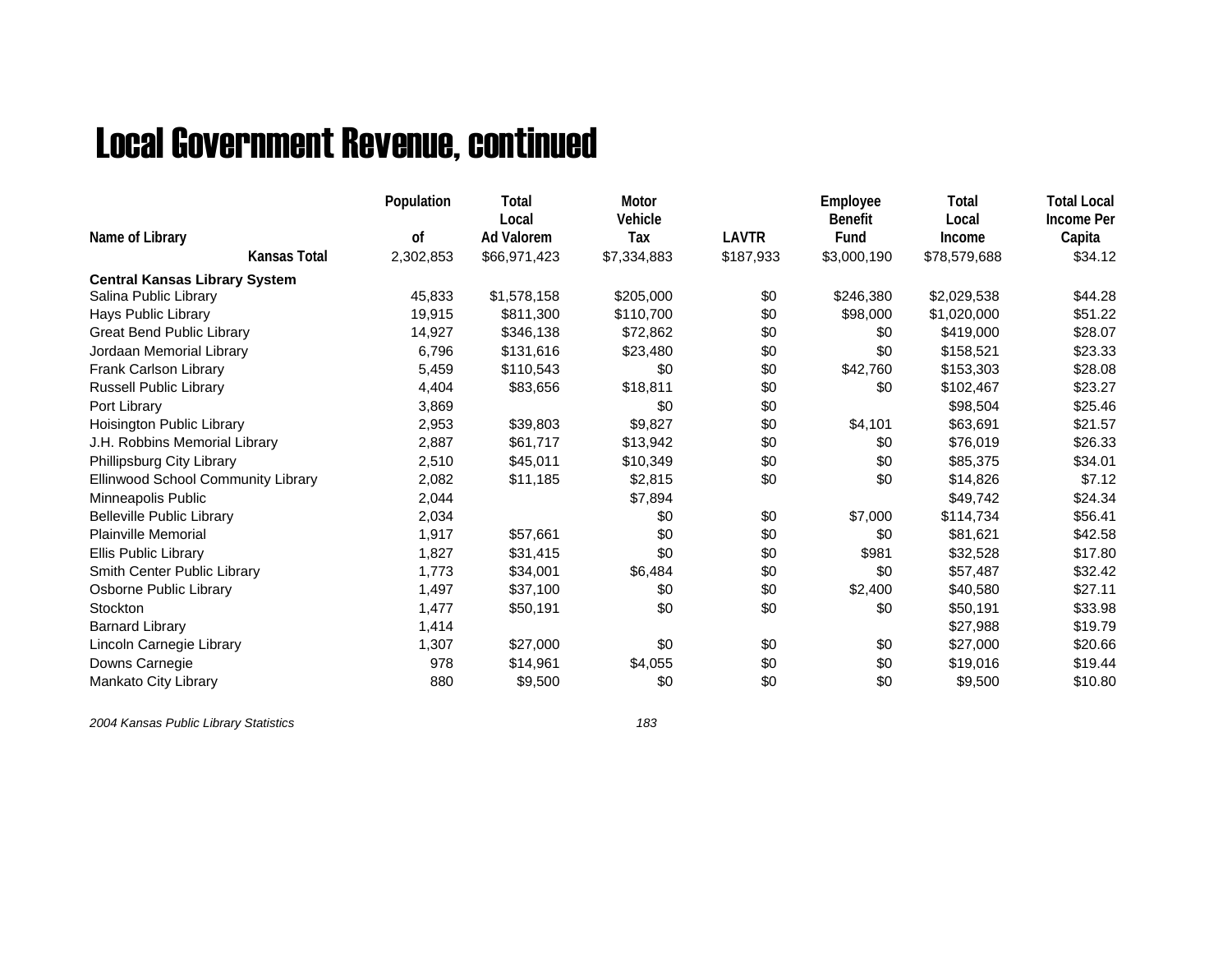# Local Government Revenue, continued

| Name of Library | Population of | Total Local Ad Valorem | Motor Vehicle Tax | LAVTR | Employee Benefit Fund | Total Local Income | Total Local Income Per Capita |
|---|---|---|---|---|---|---|---|
| **Kansas Total** | 2,302,853 | $66,971,423 | $7,334,883 | $187,933 | $3,000,190 | $78,579,688 | $34.12 |
| **Central Kansas Library System** | | | | | | | |
| Salina Public Library | 45,833 | $1,578,158 | $205,000 | $0 | $246,380 | $2,029,538 | $44.28 |
| Hays Public Library | 19,915 | $811,300 | $110,700 | $0 | $98,000 | $1,020,000 | $51.22 |
| Great Bend Public Library | 14,927 | $346,138 | $72,862 | $0 | $0 | $419,000 | $28.07 |
| Jordaan Memorial Library | 6,796 | $131,616 | $23,480 | $0 | $0 | $158,521 | $23.33 |
| Frank Carlson Library | 5,459 | $110,543 | $0 | $0 | $42,760 | $153,303 | $28.08 |
| Russell Public Library | 4,404 | $83,656 | $18,811 | $0 | $0 | $102,467 | $23.27 |
| Port Library | 3,869 | | $0 | $0 | | $98,504 | $25.46 |
| Hoisington Public Library | 2,953 | $39,803 | $9,827 | $0 | $4,101 | $63,691 | $21.57 |
| J.H. Robbins Memorial Library | 2,887 | $61,717 | $13,942 | $0 | $0 | $76,019 | $26.33 |
| Phillipsburg City Library | 2,510 | $45,011 | $10,349 | $0 | $0 | $85,375 | $34.01 |
| Ellinwood School Community Library | 2,082 | $11,185 | $2,815 | $0 | $0 | $14,826 | $7.12 |
| Minneapolis Public | 2,044 | | $7,894 | | | $49,742 | $24.34 |
| Belleville Public Library | 2,034 | | $0 | $0 | $7,000 | $114,734 | $56.41 |
| Plainville Memorial | 1,917 | $57,661 | $0 | $0 | $0 | $81,621 | $42.58 |
| Ellis Public Library | 1,827 | $31,415 | $0 | $0 | $981 | $32,528 | $17.80 |
| Smith Center Public Library | 1,773 | $34,001 | $6,484 | $0 | $0 | $57,487 | $32.42 |
| Osborne Public Library | 1,497 | $37,100 | $0 | $0 | $2,400 | $40,580 | $27.11 |
| Stockton | 1,477 | $50,191 | $0 | $0 | $0 | $50,191 | $33.98 |
| Barnard Library | 1,414 | | | | | $27,988 | $19.79 |
| Lincoln Carnegie Library | 1,307 | $27,000 | $0 | $0 | $0 | $27,000 | $20.66 |
| Downs Carnegie | 978 | $14,961 | $4,055 | $0 | $0 | $19,016 | $19.44 |
| Mankato City Library | 880 | $9,500 | $0 | $0 | $0 | $9,500 | $10.80 |

*2004 Kansas Public Library Statistics*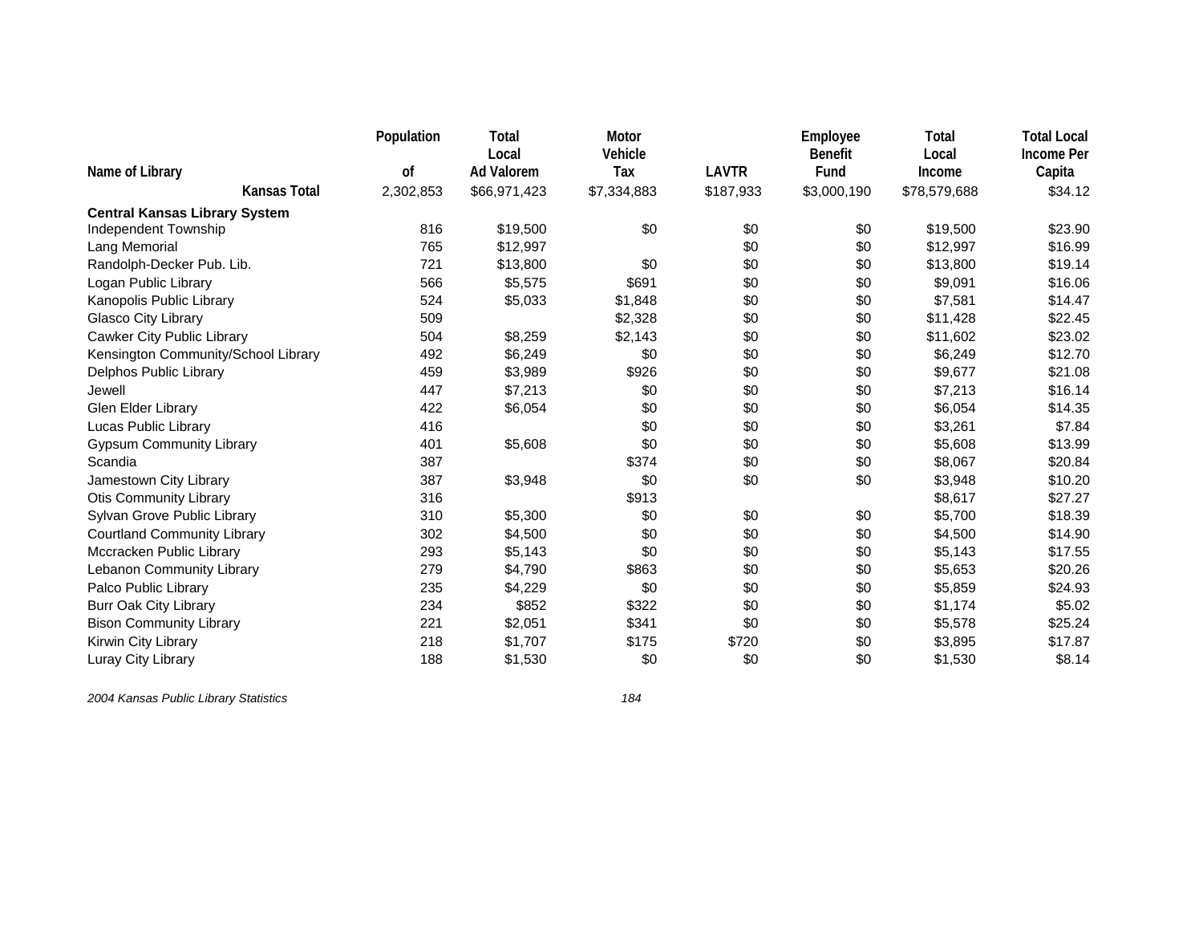| Name of Library | Population of | Total Local Ad Valorem | Motor Vehicle Tax | LAVTR | Employee Benefit Fund | Total Local Income | Total Local Income Per Capita |
|---|---|---|---|---|---|---|---|
| **Kansas Total** | 2,302,853 | $66,971,423 | $7,334,883 | $187,933 | $3,000,190 | $78,579,688 | $34.12 |
| **Central Kansas Library System** | | | | | | | |
| Independent Township | 816 | $19,500 | $0 | $0 | $0 | $19,500 | $23.90 |
| Lang Memorial | 765 | $12,997 | | $0 | $0 | $12,997 | $16.99 |
| Randolph-Decker Pub. Lib. | 721 | $13,800 | $0 | $0 | $0 | $13,800 | $19.14 |
| Logan Public Library | 566 | $5,575 | $691 | $0 | $0 | $9,091 | $16.06 |
| Kanopolis Public Library | 524 | $5,033 | $1,848 | $0 | $0 | $7,581 | $14.47 |
| Glasco City Library | 509 | | $2,328 | $0 | $0 | $11,428 | $22.45 |
| Cawker City Public Library | 504 | $8,259 | $2,143 | $0 | $0 | $11,602 | $23.02 |
| Kensington Community/School Library | 492 | $6,249 | $0 | $0 | $0 | $6,249 | $12.70 |
| Delphos Public Library | 459 | $3,989 | $926 | $0 | $0 | $9,677 | $21.08 |
| Jewell | 447 | $7,213 | $0 | $0 | $0 | $7,213 | $16.14 |
| Glen Elder Library | 422 | $6,054 | $0 | $0 | $0 | $6,054 | $14.35 |
| Lucas Public Library | 416 | | $0 | $0 | $0 | $3,261 | $7.84 |
| Gypsum Community Library | 401 | $5,608 | $0 | $0 | $0 | $5,608 | $13.99 |
| Scandia | 387 | | $374 | $0 | $0 | $8,067 | $20.84 |
| Jamestown City Library | 387 | $3,948 | $0 | $0 | $0 | $3,948 | $10.20 |
| Otis Community Library | 316 | | $913 | | | $8,617 | $27.27 |
| Sylvan Grove Public Library | 310 | $5,300 | $0 | $0 | $0 | $5,700 | $18.39 |
| Courtland Community Library | 302 | $4,500 | $0 | $0 | $0 | $4,500 | $14.90 |
| Mccracken Public Library | 293 | $5,143 | $0 | $0 | $0 | $5,143 | $17.55 |
| Lebanon Community Library | 279 | $4,790 | $863 | $0 | $0 | $5,653 | $20.26 |
| Palco Public Library | 235 | $4,229 | $0 | $0 | $0 | $5,859 | $24.93 |
| Burr Oak City Library | 234 | $852 | $322 | $0 | $0 | $1,174 | $5.02 |
| Bison Community Library | 221 | $2,051 | $341 | $0 | $0 | $5,578 | $25.24 |
| Kirwin City Library | 218 | $1,707 | $175 | $720 | $0 | $3,895 | $17.87 |
| Luray City Library | 188 | $1,530 | $0 | $0 | $0 | $1,530 | $8.14 |

*2004 Kansas Public Library Statistics*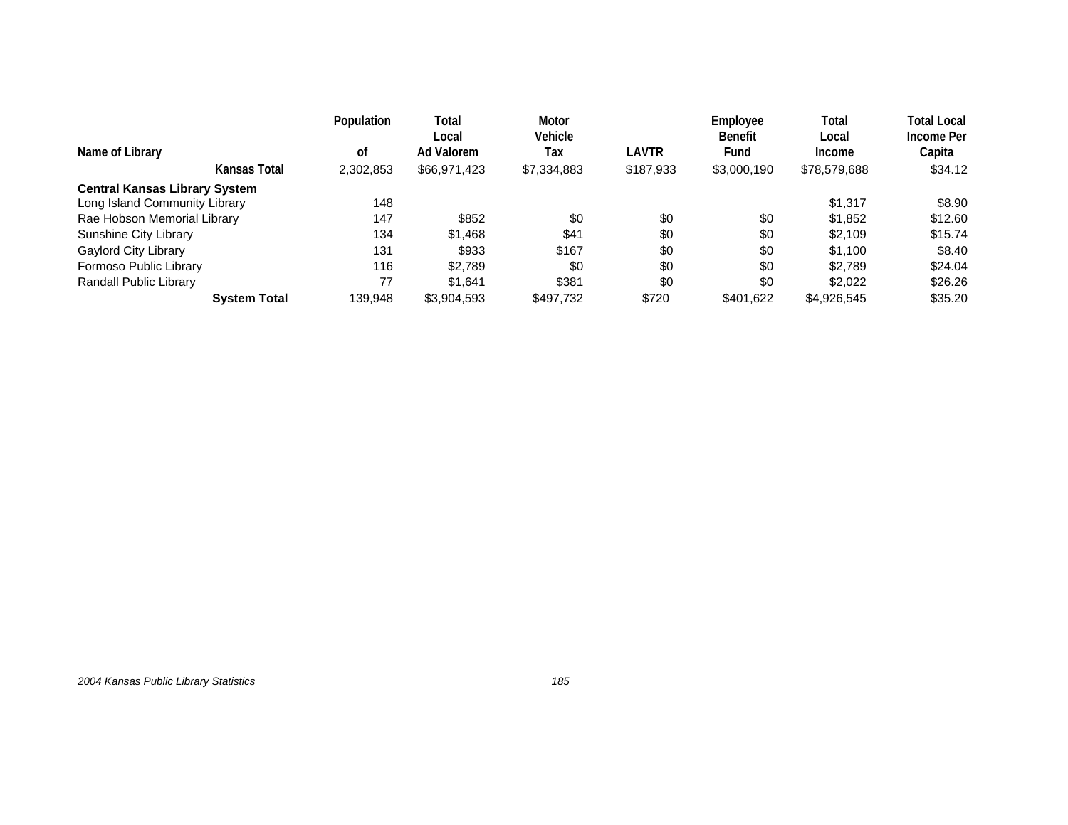| Name of Library | Population of | Total Local Ad Valorem | Motor Vehicle Tax | LAVTR | Employee Benefit Fund | Total Local Income | Total Local Income Per Capita |
|---|---|---|---|---|---|---|---|
| **Kansas Total** | 2,302,853 | $66,971,423 | $7,334,883 | $187,933 | $3,000,190 | $78,579,688 | $34.12 |
| **Central Kansas Library System** | | | | | | | |
| Long Island Community Library | 148 | | | | | $1,317 | $8.90 |
| Rae Hobson Memorial Library | 147 | $852 | $0 | $0 | $0 | $1,852 | $12.60 |
| Sunshine City Library | 134 | $1,468 | $41 | $0 | $0 | $2,109 | $15.74 |
| Gaylord City Library | 131 | $933 | $167 | $0 | $0 | $1,100 | $8.40 |
| Formoso Public Library | 116 | $2,789 | $0 | $0 | $0 | $2,789 | $24.04 |
| Randall Public Library | 77 | $1,641 | $381 | $0 | $0 | $2,022 | $26.26 |
| **System Total** | 139,948 | $3,904,593 | $497,732 | $720 | $401,622 | $4,926,545 | $35.20 |

*2004 Kansas Public Library Statistics*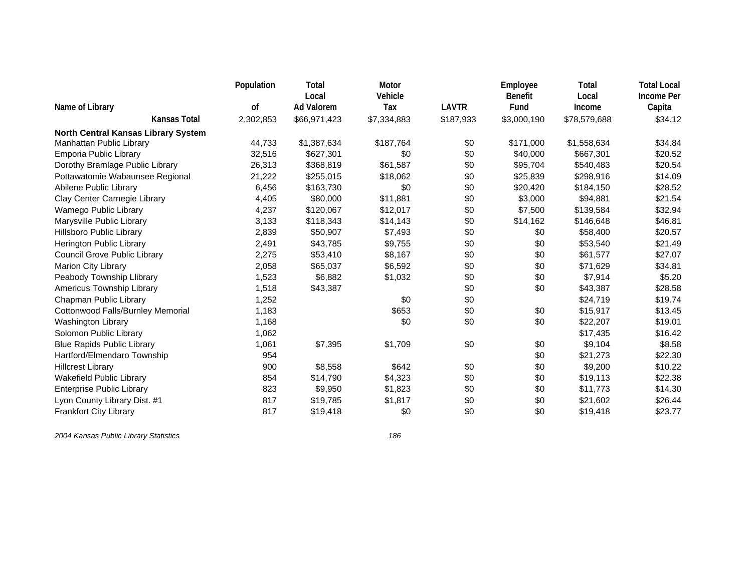| Name of Library | Population of | Total Local Ad Valorem | Motor Vehicle Tax | LAVTR | Employee Benefit Fund | Total Local Income | Total Local Income Per Capita |
|---|---|---|---|---|---|---|---|
| **Kansas Total** | 2,302,853 | $66,971,423 | $7,334,883 | $187,933 | $3,000,190 | $78,579,688 | $34.12 |
| **North Central Kansas Library System** | | | | | | | |
| Manhattan Public Library | 44,733 | $1,387,634 | $187,764 | $0 | $171,000 | $1,558,634 | $34.84 |
| Emporia Public Library | 32,516 | $627,301 | $0 | $0 | $40,000 | $667,301 | $20.52 |
| Dorothy Bramlage Public Library | 26,313 | $368,819 | $61,587 | $0 | $95,704 | $540,483 | $20.54 |
| Pottawatomie Wabaunsee Regional | 21,222 | $255,015 | $18,062 | $0 | $25,839 | $298,916 | $14.09 |
| Abilene Public Library | 6,456 | $163,730 | $0 | $0 | $20,420 | $184,150 | $28.52 |
| Clay Center Carnegie Library | 4,405 | $80,000 | $11,881 | $0 | $3,000 | $94,881 | $21.54 |
| Wamego Public Library | 4,237 | $120,067 | $12,017 | $0 | $7,500 | $139,584 | $32.94 |
| Marysville Public Library | 3,133 | $118,343 | $14,143 | $0 | $14,162 | $146,648 | $46.81 |
| Hillsboro Public Library | 2,839 | $50,907 | $7,493 | $0 | $0 | $58,400 | $20.57 |
| Herington Public Library | 2,491 | $43,785 | $9,755 | $0 | $0 | $53,540 | $21.49 |
| Council Grove Public Library | 2,275 | $53,410 | $8,167 | $0 | $0 | $61,577 | $27.07 |
| Marion City Library | 2,058 | $65,037 | $6,592 | $0 | $0 | $71,629 | $34.81 |
| Peabody Township Llibrary | 1,523 | $6,882 | $1,032 | $0 | $0 | $7,914 | $5.20 |
| Americus Township Library | 1,518 | $43,387 | | $0 | $0 | $43,387 | $28.58 |
| Chapman Public Library | 1,252 | | $0 | $0 | | $24,719 | $19.74 |
| Cottonwood Falls/Burnley Memorial | 1,183 | | $653 | $0 | $0 | $15,917 | $13.45 |
| Washington Library | 1,168 | | $0 | $0 | $0 | $22,207 | $19.01 |
| Solomon Public Library | 1,062 | | | | | $17,435 | $16.42 |
| Blue Rapids Public Library | 1,061 | $7,395 | $1,709 | $0 | $0 | $9,104 | $8.58 |
| Hartford/Elmendaro Township | 954 | | | | $0 | $21,273 | $22.30 |
| Hillcrest Library | 900 | $8,558 | $642 | $0 | $0 | $9,200 | $10.22 |
| Wakefield Public Library | 854 | $14,790 | $4,323 | $0 | $0 | $19,113 | $22.38 |
| Enterprise Public Library | 823 | $9,950 | $1,823 | $0 | $0 | $11,773 | $14.30 |
| Lyon County Library Dist. #1 | 817 | $19,785 | $1,817 | $0 | $0 | $21,602 | $26.44 |
| Frankfort City Library | 817 | $19,418 | $0 | $0 | $0 | $19,418 | $23.77 |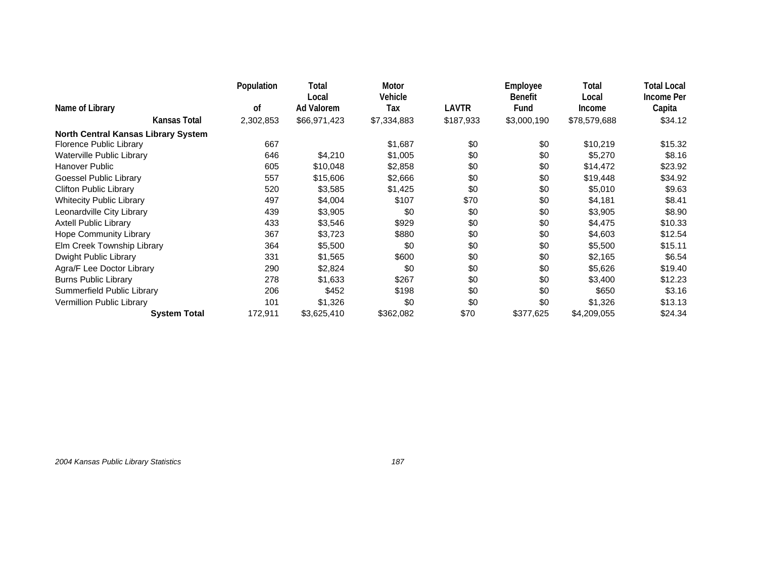| Name of Library | Population of | Total Local Ad Valorem | Motor Vehicle Tax | LAVTR | Employee Benefit Fund | Total Local Income | Total Local Income Per Capita |
|---|---|---|---|---|---|---|---|
| **Kansas Total** | 2,302,853 | $66,971,423 | $7,334,883 | $187,933 | $3,000,190 | $78,579,688 | $34.12 |
| **North Central Kansas Library System** | | | | | | | |
| Florence Public Library | 667 | | $1,687 | $0 | $0 | $10,219 | $15.32 |
| Waterville Public Library | 646 | $4,210 | $1,005 | $0 | $0 | $5,270 | $8.16 |
| Hanover Public | 605 | $10,048 | $2,858 | $0 | $0 | $14,472 | $23.92 |
| Goessel Public Library | 557 | $15,606 | $2,666 | $0 | $0 | $19,448 | $34.92 |
| Clifton Public Library | 520 | $3,585 | $1,425 | $0 | $0 | $5,010 | $9.63 |
| Whitecity Public Library | 497 | $4,004 | $107 | $70 | $0 | $4,181 | $8.41 |
| Leonardville City Library | 439 | $3,905 | $0 | $0 | $0 | $3,905 | $8.90 |
| Axtell Public Library | 433 | $3,546 | $929 | $0 | $0 | $4,475 | $10.33 |
| Hope Community Library | 367 | $3,723 | $880 | $0 | $0 | $4,603 | $12.54 |
| Elm Creek Township Library | 364 | $5,500 | $0 | $0 | $0 | $5,500 | $15.11 |
| Dwight Public Library | 331 | $1,565 | $600 | $0 | $0 | $2,165 | $6.54 |
| Agra/F Lee Doctor Library | 290 | $2,824 | $0 | $0 | $0 | $5,626 | $19.40 |
| Burns Public Library | 278 | $1,633 | $267 | $0 | $0 | $3,400 | $12.23 |
| Summerfield Public Library | 206 | $452 | $198 | $0 | $0 | $650 | $3.16 |
| Vermillion Public Library | 101 | $1,326 | $0 | $0 | $0 | $1,326 | $13.13 |
| **System Total** | 172,911 | $3,625,410 | $362,082 | $70 | $377,625 | $4,209,055 | $24.34 |

*2004 Kansas Public Library Statistics*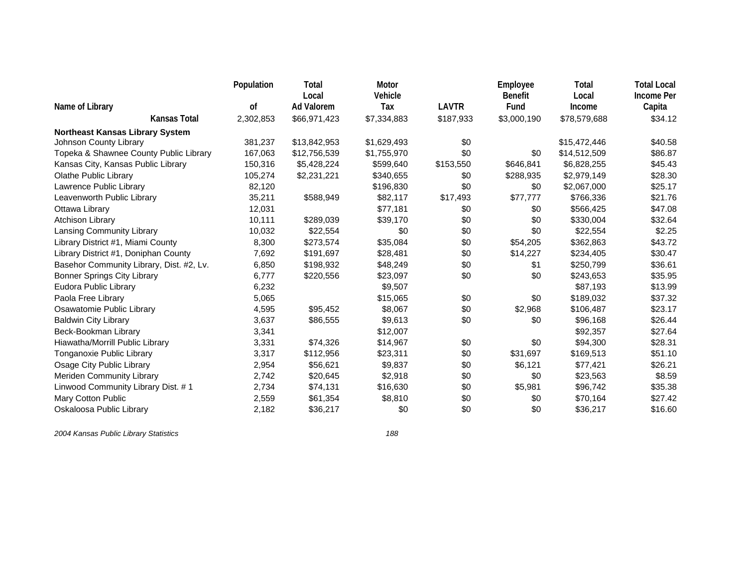| Name of Library | Population of | Total Local Ad Valorem | Motor Vehicle Tax | LAVTR | Employee Benefit Fund | Total Local Income | Total Local Income Per Capita |
|---|---|---|---|---|---|---|---|
| **Kansas Total** | 2,302,853 | $66,971,423 | $7,334,883 | $187,933 | $3,000,190 | $78,579,688 | $34.12 |
| **Northeast Kansas Library System** | | | | | | | |
| Johnson County Library | 381,237 | $13,842,953 | $1,629,493 | $0 | | $15,472,446 | $40.58 |
| Topeka & Shawnee County Public Library | 167,063 | $12,756,539 | $1,755,970 | $0 | $0 | $14,512,509 | $86.87 |
| Kansas City, Kansas Public Library | 150,316 | $5,428,224 | $599,640 | $153,550 | $646,841 | $6,828,255 | $45.43 |
| Olathe Public Library | 105,274 | $2,231,221 | $340,655 | $0 | $288,935 | $2,979,149 | $28.30 |
| Lawrence Public Library | 82,120 | | $196,830 | $0 | $0 | $2,067,000 | $25.17 |
| Leavenworth Public Library | 35,211 | $588,949 | $82,117 | $17,493 | $77,777 | $766,336 | $21.76 |
| Ottawa Library | 12,031 | | $77,181 | $0 | $0 | $566,425 | $47.08 |
| Atchison Library | 10,111 | $289,039 | $39,170 | $0 | $0 | $330,004 | $32.64 |
| Lansing Community Library | 10,032 | $22,554 | $0 | $0 | $0 | $22,554 | $2.25 |
| Library District #1, Miami County | 8,300 | $273,574 | $35,084 | $0 | $54,205 | $362,863 | $43.72 |
| Library District #1, Doniphan County | 7,692 | $191,697 | $28,481 | $0 | $14,227 | $234,405 | $30.47 |
| Basehor Community Library, Dist. #2, Lv. | 6,850 | $198,932 | $48,249 | $0 | $1 | $250,799 | $36.61 |
| Bonner Springs City Library | 6,777 | $220,556 | $23,097 | $0 | $0 | $243,653 | $35.95 |
| Eudora Public Library | 6,232 | | $9,507 | | | $87,193 | $13.99 |
| Paola Free Library | 5,065 | | $15,065 | $0 | $0 | $189,032 | $37.32 |
| Osawatomie Public Library | 4,595 | $95,452 | $8,067 | $0 | $2,968 | $106,487 | $23.17 |
| Baldwin City Library | 3,637 | $86,555 | $9,613 | $0 | $0 | $96,168 | $26.44 |
| Beck-Bookman Library | 3,341 | | $12,007 | | | $92,357 | $27.64 |
| Hiawatha/Morrill Public Library | 3,331 | $74,326 | $14,967 | $0 | $0 | $94,300 | $28.31 |
| Tonganoxie Public Library | 3,317 | $112,956 | $23,311 | $0 | $31,697 | $169,513 | $51.10 |
| Osage City Public Library | 2,954 | $56,621 | $9,837 | $0 | $6,121 | $77,421 | $26.21 |
| Meriden Community Library | 2,742 | $20,645 | $2,918 | $0 | $0 | $23,563 | $8.59 |
| Linwood Community Library Dist. # 1 | 2,734 | $74,131 | $16,630 | $0 | $5,981 | $96,742 | $35.38 |
| Mary Cotton Public | 2,559 | $61,354 | $8,810 | $0 | $0 | $70,164 | $27.42 |
| Oskaloosa Public Library | 2,182 | $36,217 | $0 | $0 | $0 | $36,217 | $16.60 |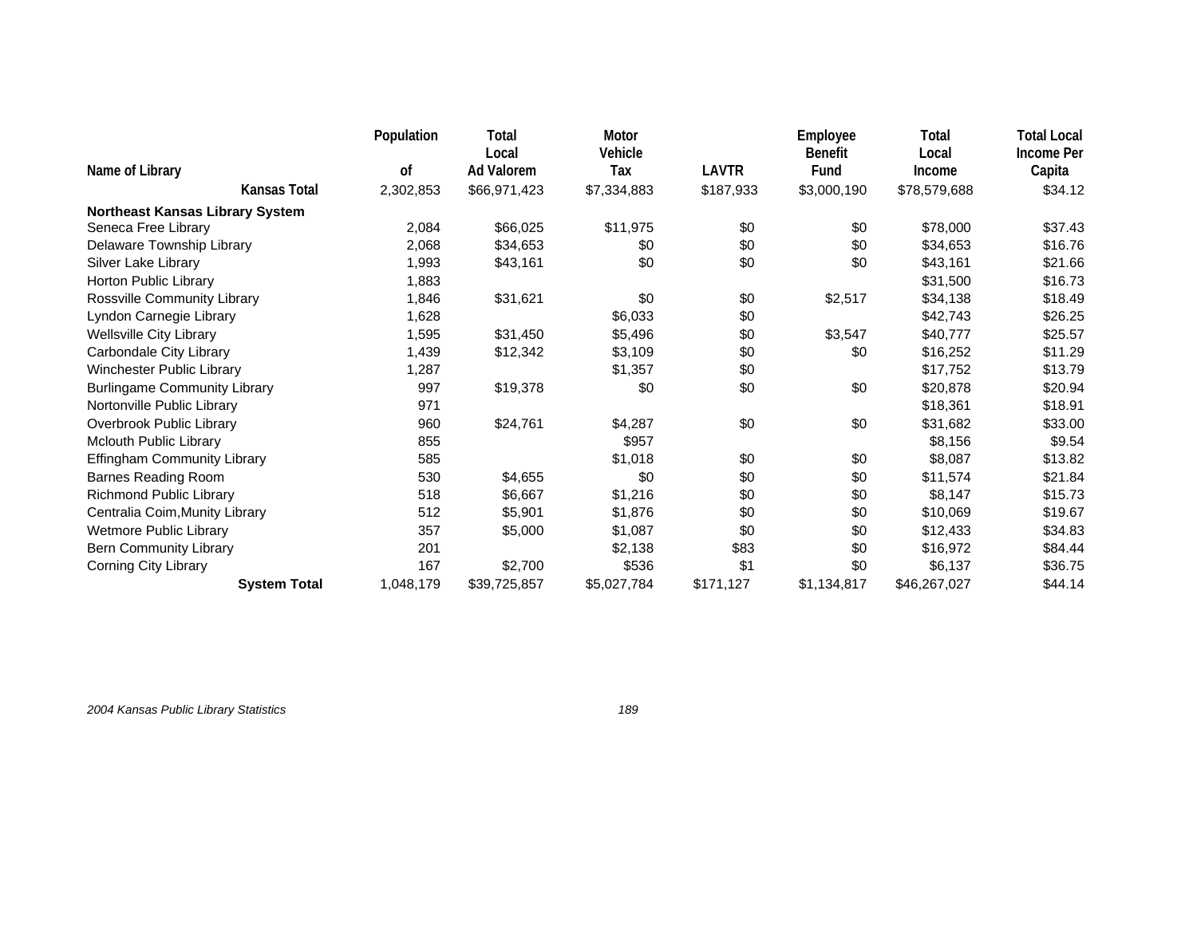| Name of Library | Population of | Total Local Ad Valorem | Motor Vehicle Tax | LAVTR | Employee Benefit Fund | Total Local Income | Total Local Income Per Capita |
|---|---|---|---|---|---|---|---|
| **Kansas Total** | 2,302,853 | $66,971,423 | $7,334,883 | $187,933 | $3,000,190 | $78,579,688 | $34.12 |
| **Northeast Kansas Library System** | | | | | | | |
| Seneca Free Library | 2,084 | $66,025 | $11,975 | $0 | $0 | $78,000 | $37.43 |
| Delaware Township Library | 2,068 | $34,653 | $0 | $0 | $0 | $34,653 | $16.76 |
| Silver Lake Library | 1,993 | $43,161 | $0 | $0 | $0 | $43,161 | $21.66 |
| Horton Public Library | 1,883 | | | | | $31,500 | $16.73 |
| Rossville Community Library | 1,846 | $31,621 | $0 | $0 | $2,517 | $34,138 | $18.49 |
| Lyndon Carnegie Library | 1,628 | | $6,033 | $0 | | $42,743 | $26.25 |
| Wellsville City Library | 1,595 | $31,450 | $5,496 | $0 | $3,547 | $40,777 | $25.57 |
| Carbondale City Library | 1,439 | $12,342 | $3,109 | $0 | $0 | $16,252 | $11.29 |
| Winchester Public Library | 1,287 | | $1,357 | $0 | | $17,752 | $13.79 |
| Burlingame Community Library | 997 | $19,378 | $0 | $0 | $0 | $20,878 | $20.94 |
| Nortonville Public Library | 971 | | | | | $18,361 | $18.91 |
| Overbrook Public Library | 960 | $24,761 | $4,287 | $0 | $0 | $31,682 | $33.00 |
| Mclouth Public Library | 855 | | $957 | | | $8,156 | $9.54 |
| Effingham Community Library | 585 | | $1,018 | $0 | $0 | $8,087 | $13.82 |
| Barnes Reading Room | 530 | $4,655 | $0 | $0 | $0 | $11,574 | $21.84 |
| Richmond Public Library | 518 | $6,667 | $1,216 | $0 | $0 | $8,147 | $15.73 |
| Centralia Coim,Munity Library | 512 | $5,901 | $1,876 | $0 | $0 | $10,069 | $19.67 |
| Wetmore Public Library | 357 | $5,000 | $1,087 | $0 | $0 | $12,433 | $34.83 |
| Bern Community Library | 201 | | $2,138 | $83 | $0 | $16,972 | $84.44 |
| Corning City Library | 167 | $2,700 | $536 | $1 | $0 | $6,137 | $36.75 |
| **System Total** | 1,048,179 | $39,725,857 | $5,027,784 | $171,127 | $1,134,817 | $46,267,027 | $44.14 |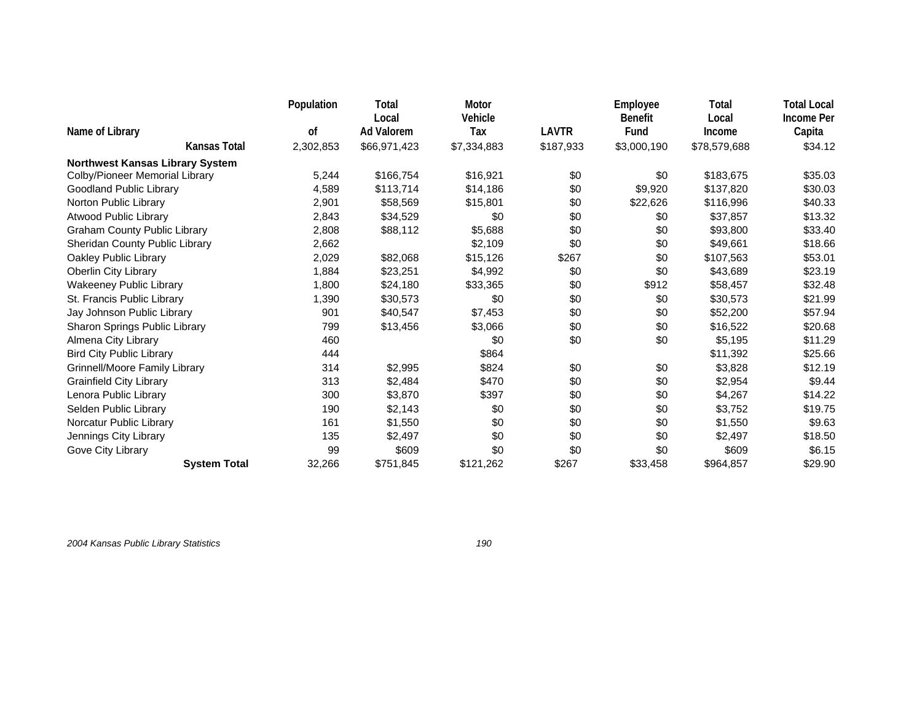| Name of Library | Population of | Total Local Ad Valorem | Motor Vehicle Tax | LAVTR | Employee Benefit Fund | Total Local Income | Total Local Income Per Capita |
|---|---|---|---|---|---|---|---|
| **Kansas Total** | 2,302,853 | $66,971,423 | $7,334,883 | $187,933 | $3,000,190 | $78,579,688 | $34.12 |
| **Northwest Kansas Library System** | | | | | | | |
| Colby/Pioneer Memorial Library | 5,244 | $166,754 | $16,921 | $0 | $0 | $183,675 | $35.03 |
| Goodland Public Library | 4,589 | $113,714 | $14,186 | $0 | $9,920 | $137,820 | $30.03 |
| Norton Public Library | 2,901 | $58,569 | $15,801 | $0 | $22,626 | $116,996 | $40.33 |
| Atwood Public Library | 2,843 | $34,529 | $0 | $0 | $0 | $37,857 | $13.32 |
| Graham County Public Library | 2,808 | $88,112 | $5,688 | $0 | $0 | $93,800 | $33.40 |
| Sheridan County Public Library | 2,662 | | $2,109 | $0 | $0 | $49,661 | $18.66 |
| Oakley Public Library | 2,029 | $82,068 | $15,126 | $267 | $0 | $107,563 | $53.01 |
| Oberlin City Library | 1,884 | $23,251 | $4,992 | $0 | $0 | $43,689 | $23.19 |
| Wakeeney Public Library | 1,800 | $24,180 | $33,365 | $0 | $912 | $58,457 | $32.48 |
| St. Francis Public Library | 1,390 | $30,573 | $0 | $0 | $0 | $30,573 | $21.99 |
| Jay Johnson Public Library | 901 | $40,547 | $7,453 | $0 | $0 | $52,200 | $57.94 |
| Sharon Springs Public Library | 799 | $13,456 | $3,066 | $0 | $0 | $16,522 | $20.68 |
| Almena City Library | 460 | | $0 | $0 | $0 | $5,195 | $11.29 |
| Bird City Public Library | 444 | | $864 | | | $11,392 | $25.66 |
| Grinnell/Moore Family Library | 314 | $2,995 | $824 | $0 | $0 | $3,828 | $12.19 |
| Grainfield City Library | 313 | $2,484 | $470 | $0 | $0 | $2,954 | $9.44 |
| Lenora Public Library | 300 | $3,870 | $397 | $0 | $0 | $4,267 | $14.22 |
| Selden Public Library | 190 | $2,143 | $0 | $0 | $0 | $3,752 | $19.75 |
| Norcatur Public Library | 161 | $1,550 | $0 | $0 | $0 | $1,550 | $9.63 |
| Jennings City Library | 135 | $2,497 | $0 | $0 | $0 | $2,497 | $18.50 |
| Gove City Library | 99 | $609 | $0 | $0 | $0 | $609 | $6.15 |
| **System Total** | 32,266 | $751,845 | $121,262 | $267 | $33,458 | $964,857 | $29.90 |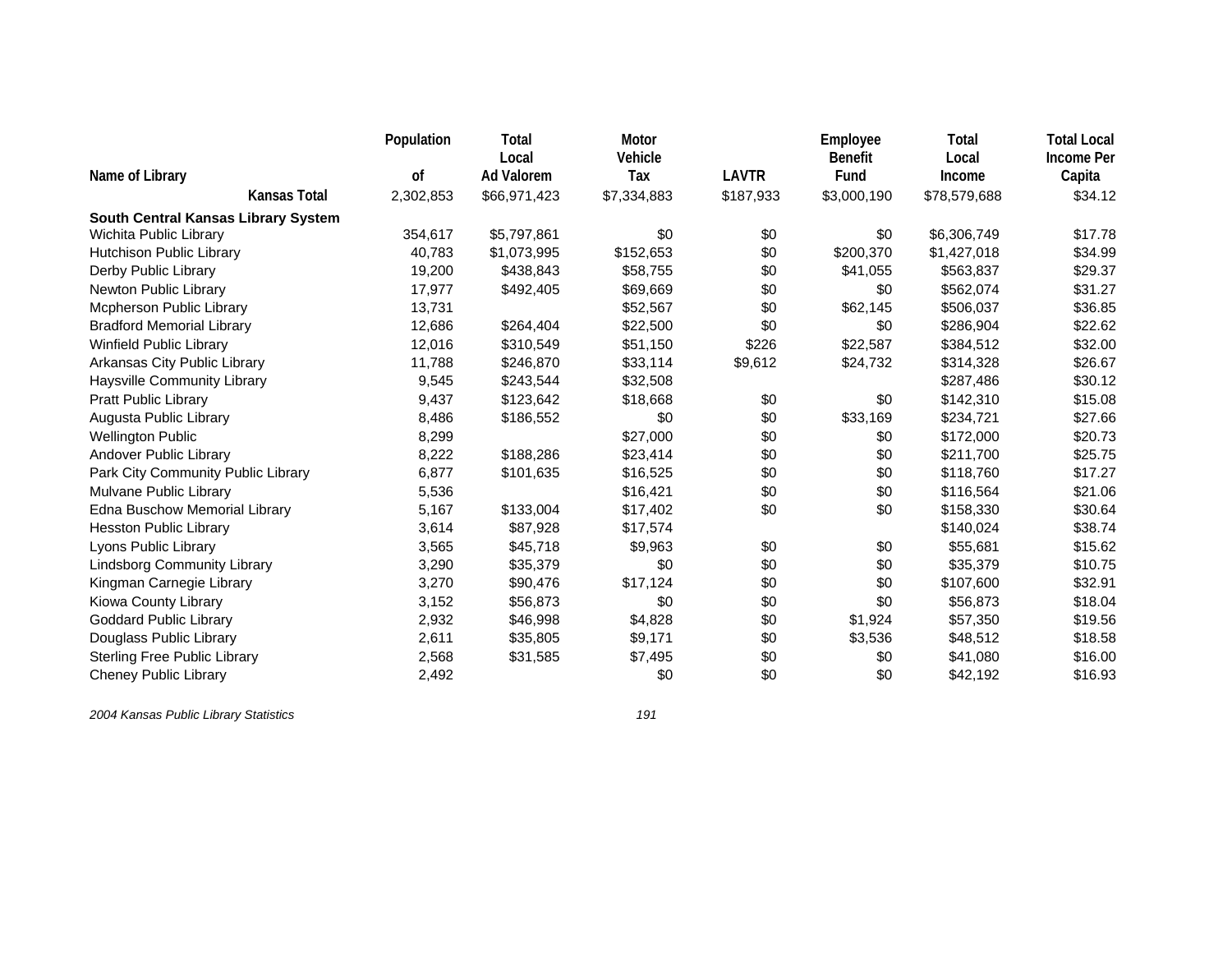| Name of Library | Population of | Total Local Ad Valorem | Motor Vehicle Tax | LAVTR | Employee Benefit Fund | Total Local Income | Total Local Income Per Capita |
|---|---|---|---|---|---|---|---|
| **Kansas Total** | 2,302,853 | $66,971,423 | $7,334,883 | $187,933 | $3,000,190 | $78,579,688 | $34.12 |
| **South Central Kansas Library System** | | | | | | | |
| Wichita Public Library | 354,617 | $5,797,861 | $0 | $0 | $0 | $6,306,749 | $17.78 |
| Hutchison Public Library | 40,783 | $1,073,995 | $152,653 | $0 | $200,370 | $1,427,018 | $34.99 |
| Derby Public Library | 19,200 | $438,843 | $58,755 | $0 | $41,055 | $563,837 | $29.37 |
| Newton Public Library | 17,977 | $492,405 | $69,669 | $0 | $0 | $562,074 | $31.27 |
| Mcpherson Public Library | 13,731 | | $52,567 | $0 | $62,145 | $506,037 | $36.85 |
| Bradford Memorial Library | 12,686 | $264,404 | $22,500 | $0 | $0 | $286,904 | $22.62 |
| Winfield Public Library | 12,016 | $310,549 | $51,150 | $226 | $22,587 | $384,512 | $32.00 |
| Arkansas City Public Library | 11,788 | $246,870 | $33,114 | $9,612 | $24,732 | $314,328 | $26.67 |
| Haysville Community Library | 9,545 | $243,544 | $32,508 | | | $287,486 | $30.12 |
| Pratt Public Library | 9,437 | $123,642 | $18,668 | $0 | $0 | $142,310 | $15.08 |
| Augusta Public Library | 8,486 | $186,552 | $0 | $0 | $33,169 | $234,721 | $27.66 |
| Wellington Public | 8,299 | | $27,000 | $0 | $0 | $172,000 | $20.73 |
| Andover Public Library | 8,222 | $188,286 | $23,414 | $0 | $0 | $211,700 | $25.75 |
| Park City Community Public Library | 6,877 | $101,635 | $16,525 | $0 | $0 | $118,760 | $17.27 |
| Mulvane Public Library | 5,536 | | $16,421 | $0 | $0 | $116,564 | $21.06 |
| Edna Buschow Memorial Library | 5,167 | $133,004 | $17,402 | $0 | $0 | $158,330 | $30.64 |
| Hesston Public Library | 3,614 | $87,928 | $17,574 | | | $140,024 | $38.74 |
| Lyons Public Library | 3,565 | $45,718 | $9,963 | $0 | $0 | $55,681 | $15.62 |
| Lindsborg Community Library | 3,290 | $35,379 | $0 | $0 | $0 | $35,379 | $10.75 |
| Kingman Carnegie Library | 3,270 | $90,476 | $17,124 | $0 | $0 | $107,600 | $32.91 |
| Kiowa County Library | 3,152 | $56,873 | $0 | $0 | $0 | $56,873 | $18.04 |
| Goddard Public Library | 2,932 | $46,998 | $4,828 | $0 | $1,924 | $57,350 | $19.56 |
| Douglass Public Library | 2,611 | $35,805 | $9,171 | $0 | $3,536 | $48,512 | $18.58 |
| Sterling Free Public Library | 2,568 | $31,585 | $7,495 | $0 | $0 | $41,080 | $16.00 |
| Cheney Public Library | 2,492 | | $0 | $0 | $0 | $42,192 | $16.93 |

*2004 Kansas Public Library Statistics*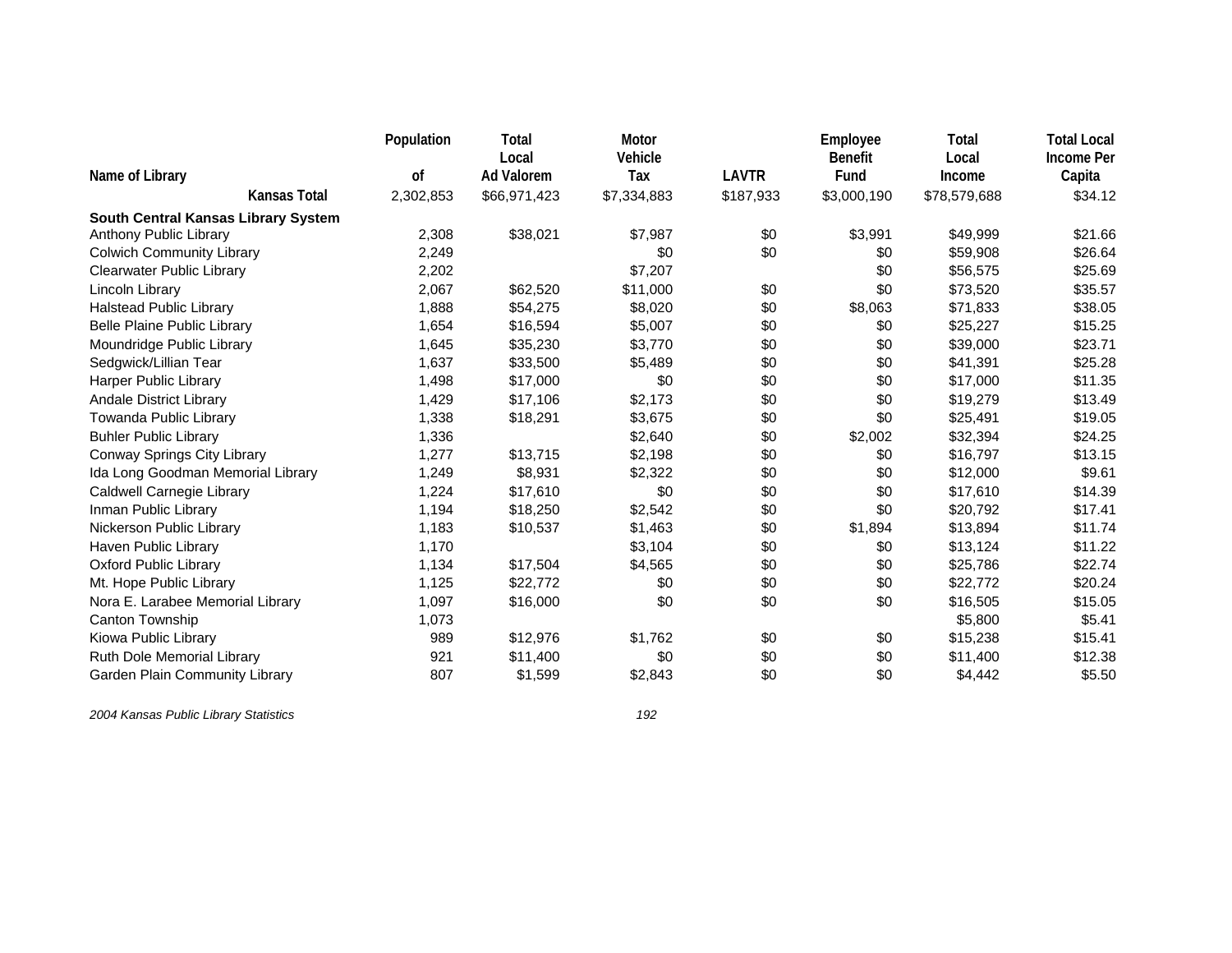| Name of Library | Population of | Total Local Ad Valorem | Motor Vehicle Tax | LAVTR | Employee Benefit Fund | Total Local Income | Total Local Income Per Capita |
|---|---|---|---|---|---|---|---|
| **Kansas Total** | 2,302,853 | $66,971,423 | $7,334,883 | $187,933 | $3,000,190 | $78,579,688 | $34.12 |
| **South Central Kansas Library System** | | | | | | | |
| Anthony Public Library | 2,308 | $38,021 | $7,987 | $0 | $3,991 | $49,999 | $21.66 |
| Colwich Community Library | 2,249 | | $0 | $0 | $0 | $59,908 | $26.64 |
| Clearwater Public Library | 2,202 | | $7,207 | | $0 | $56,575 | $25.69 |
| Lincoln Library | 2,067 | $62,520 | $11,000 | $0 | $0 | $73,520 | $35.57 |
| Halstead Public Library | 1,888 | $54,275 | $8,020 | $0 | $8,063 | $71,833 | $38.05 |
| Belle Plaine Public Library | 1,654 | $16,594 | $5,007 | $0 | $0 | $25,227 | $15.25 |
| Moundridge Public Library | 1,645 | $35,230 | $3,770 | $0 | $0 | $39,000 | $23.71 |
| Sedgwick/Lillian Tear | 1,637 | $33,500 | $5,489 | $0 | $0 | $41,391 | $25.28 |
| Harper Public Library | 1,498 | $17,000 | $0 | $0 | $0 | $17,000 | $11.35 |
| Andale District Library | 1,429 | $17,106 | $2,173 | $0 | $0 | $19,279 | $13.49 |
| Towanda Public Library | 1,338 | $18,291 | $3,675 | $0 | $0 | $25,491 | $19.05 |
| Buhler Public Library | 1,336 | | $2,640 | $0 | $2,002 | $32,394 | $24.25 |
| Conway Springs City Library | 1,277 | $13,715 | $2,198 | $0 | $0 | $16,797 | $13.15 |
| Ida Long Goodman Memorial Library | 1,249 | $8,931 | $2,322 | $0 | $0 | $12,000 | $9.61 |
| Caldwell Carnegie Library | 1,224 | $17,610 | $0 | $0 | $0 | $17,610 | $14.39 |
| Inman Public Library | 1,194 | $18,250 | $2,542 | $0 | $0 | $20,792 | $17.41 |
| Nickerson Public Library | 1,183 | $10,537 | $1,463 | $0 | $1,894 | $13,894 | $11.74 |
| Haven Public Library | 1,170 | | $3,104 | $0 | $0 | $13,124 | $11.22 |
| Oxford Public Library | 1,134 | $17,504 | $4,565 | $0 | $0 | $25,786 | $22.74 |
| Mt. Hope Public Library | 1,125 | $22,772 | $0 | $0 | $0 | $22,772 | $20.24 |
| Nora E. Larabee Memorial Library | 1,097 | $16,000 | $0 | $0 | $0 | $16,505 | $15.05 |
| Canton Township | 1,073 | | | | | $5,800 | $5.41 |
| Kiowa Public Library | 989 | $12,976 | $1,762 | $0 | $0 | $15,238 | $15.41 |
| Ruth Dole Memorial Library | 921 | $11,400 | $0 | $0 | $0 | $11,400 | $12.38 |
| Garden Plain Community Library | 807 | $1,599 | $2,843 | $0 | $0 | $4,442 | $5.50 |

*2004 Kansas Public Library Statistics*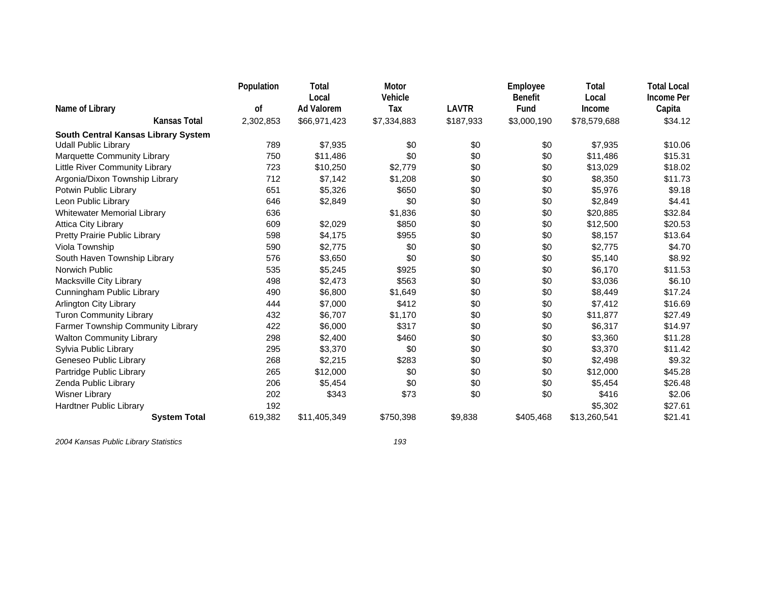| Name of Library | Population of | Total Local Ad Valorem | Motor Vehicle Tax | LAVTR | Employee Benefit Fund | Total Local Income | Total Local Income Per Capita |
|---|---|---|---|---|---|---|---|
| **Kansas Total** | 2,302,853 | $66,971,423 | $7,334,883 | $187,933 | $3,000,190 | $78,579,688 | $34.12 |
| **South Central Kansas Library System** | | | | | | | |
| Udall Public Library | 789 | $7,935 | $0 | $0 | $0 | $7,935 | $10.06 |
| Marquette Community Library | 750 | $11,486 | $0 | $0 | $0 | $11,486 | $15.31 |
| Little River Community Library | 723 | $10,250 | $2,779 | $0 | $0 | $13,029 | $18.02 |
| Argonia/Dixon Township Library | 712 | $7,142 | $1,208 | $0 | $0 | $8,350 | $11.73 |
| Potwin Public Library | 651 | $5,326 | $650 | $0 | $0 | $5,976 | $9.18 |
| Leon Public Library | 646 | $2,849 | $0 | $0 | $0 | $2,849 | $4.41 |
| Whitewater Memorial Library | 636 | | $1,836 | $0 | $0 | $20,885 | $32.84 |
| Attica City Library | 609 | $2,029 | $850 | $0 | $0 | $12,500 | $20.53 |
| Pretty Prairie Public Library | 598 | $4,175 | $955 | $0 | $0 | $8,157 | $13.64 |
| Viola Township | 590 | $2,775 | $0 | $0 | $0 | $2,775 | $4.70 |
| South Haven Township Library | 576 | $3,650 | $0 | $0 | $0 | $5,140 | $8.92 |
| Norwich Public | 535 | $5,245 | $925 | $0 | $0 | $6,170 | $11.53 |
| Macksville City Library | 498 | $2,473 | $563 | $0 | $0 | $3,036 | $6.10 |
| Cunningham Public Library | 490 | $6,800 | $1,649 | $0 | $0 | $8,449 | $17.24 |
| Arlington City Library | 444 | $7,000 | $412 | $0 | $0 | $7,412 | $16.69 |
| Turon Community Library | 432 | $6,707 | $1,170 | $0 | $0 | $11,877 | $27.49 |
| Farmer Township Community Library | 422 | $6,000 | $317 | $0 | $0 | $6,317 | $14.97 |
| Walton Community Library | 298 | $2,400 | $460 | $0 | $0 | $3,360 | $11.28 |
| Sylvia Public Library | 295 | $3,370 | $0 | $0 | $0 | $3,370 | $11.42 |
| Geneseo Public Library | 268 | $2,215 | $283 | $0 | $0 | $2,498 | $9.32 |
| Partridge Public Library | 265 | $12,000 | $0 | $0 | $0 | $12,000 | $45.28 |
| Zenda Public Library | 206 | $5,454 | $0 | $0 | $0 | $5,454 | $26.48 |
| Wisner Library | 202 | $343 | $73 | $0 | $0 | $416 | $2.06 |
| Hardtner Public Library | 192 | | | | | $5,302 | $27.61 |
| **System Total** | 619,382 | $11,405,349 | $750,398 | $9,838 | $405,468 | $13,260,541 | $21.41 |

*2004 Kansas Public Library Statistics*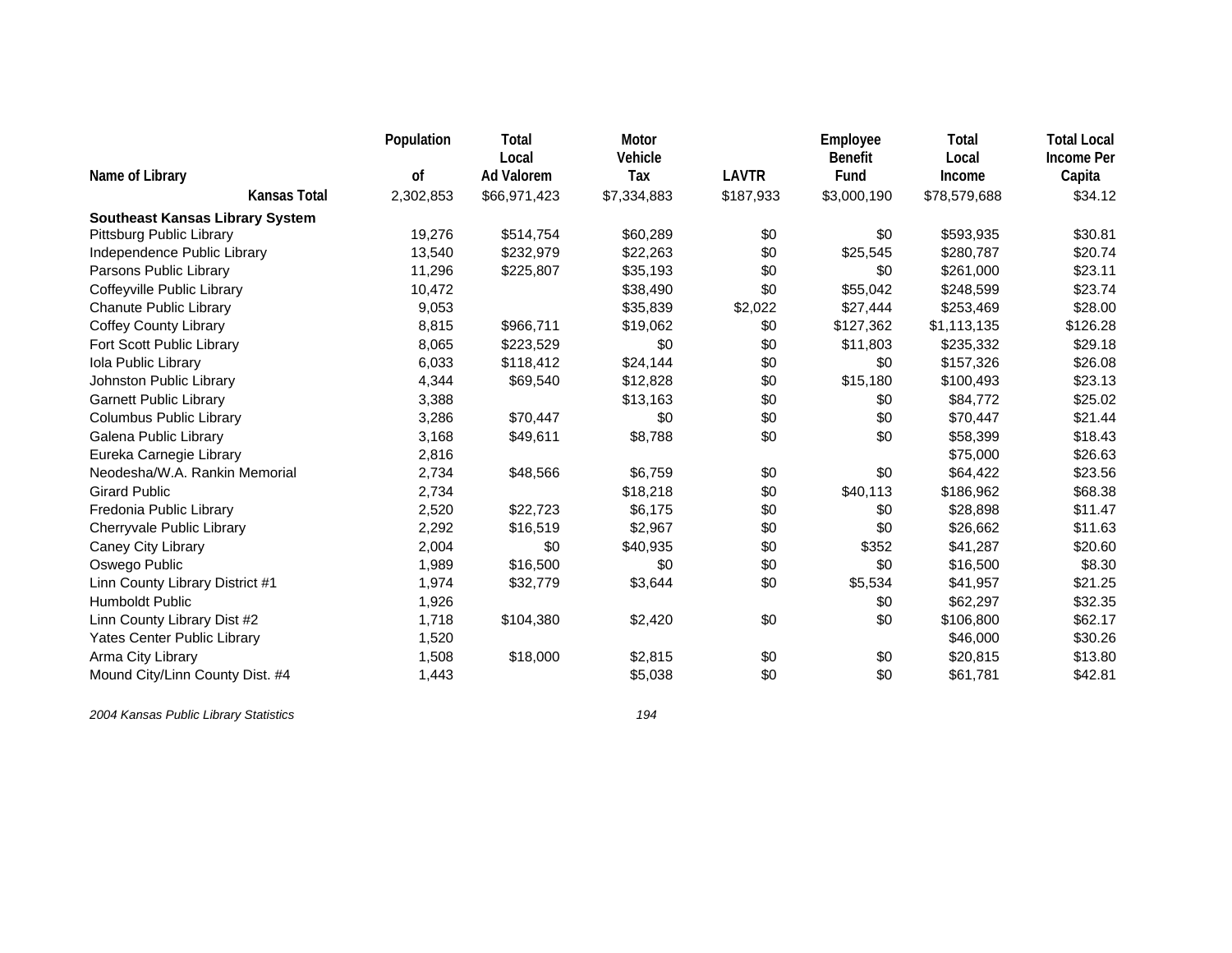| Name of Library | Population of | Total Local Ad Valorem | Motor Vehicle Tax | LAVTR | Employee Benefit Fund | Total Local Income | Total Local Income Per Capita |
|---|---|---|---|---|---|---|---|
| **Kansas Total** | 2,302,853 | $66,971,423 | $7,334,883 | $187,933 | $3,000,190 | $78,579,688 | $34.12 |
| **Southeast Kansas Library System** | | | | | | | |
| Pittsburg Public Library | 19,276 | $514,754 | $60,289 | $0 | $0 | $593,935 | $30.81 |
| Independence Public Library | 13,540 | $232,979 | $22,263 | $0 | $25,545 | $280,787 | $20.74 |
| Parsons Public Library | 11,296 | $225,807 | $35,193 | $0 | $0 | $261,000 | $23.11 |
| Coffeyville Public Library | 10,472 | | $38,490 | $0 | $55,042 | $248,599 | $23.74 |
| Chanute Public Library | 9,053 | | $35,839 | $2,022 | $27,444 | $253,469 | $28.00 |
| Coffey County Library | 8,815 | $966,711 | $19,062 | $0 | $127,362 | $1,113,135 | $126.28 |
| Fort Scott Public Library | 8,065 | $223,529 | $0 | $0 | $11,803 | $235,332 | $29.18 |
| Iola Public Library | 6,033 | $118,412 | $24,144 | $0 | $0 | $157,326 | $26.08 |
| Johnston Public Library | 4,344 | $69,540 | $12,828 | $0 | $15,180 | $100,493 | $23.13 |
| Garnett Public Library | 3,388 | | $13,163 | $0 | $0 | $84,772 | $25.02 |
| Columbus Public Library | 3,286 | $70,447 | $0 | $0 | $0 | $70,447 | $21.44 |
| Galena Public Library | 3,168 | $49,611 | $8,788 | $0 | $0 | $58,399 | $18.43 |
| Eureka Carnegie Library | 2,816 | | | | | $75,000 | $26.63 |
| Neodesha/W.A. Rankin Memorial | 2,734 | $48,566 | $6,759 | $0 | $0 | $64,422 | $23.56 |
| Girard Public | 2,734 | | $18,218 | $0 | $40,113 | $186,962 | $68.38 |
| Fredonia Public Library | 2,520 | $22,723 | $6,175 | $0 | $0 | $28,898 | $11.47 |
| Cherryvale Public Library | 2,292 | $16,519 | $2,967 | $0 | $0 | $26,662 | $11.63 |
| Caney City Library | 2,004 | $0 | $40,935 | $0 | $352 | $41,287 | $20.60 |
| Oswego Public | 1,989 | $16,500 | $0 | $0 | $0 | $16,500 | $8.30 |
| Linn County Library District #1 | 1,974 | $32,779 | $3,644 | $0 | $5,534 | $41,957 | $21.25 |
| Humboldt Public | 1,926 | | | | $0 | $62,297 | $32.35 |
| Linn County Library Dist #2 | 1,718 | $104,380 | $2,420 | $0 | $0 | $106,800 | $62.17 |
| Yates Center Public Library | 1,520 | | | | | $46,000 | $30.26 |
| Arma City Library | 1,508 | $18,000 | $2,815 | $0 | $0 | $20,815 | $13.80 |
| Mound City/Linn County Dist. #4 | 1,443 | | $5,038 | $0 | $0 | $61,781 | $42.81 |

*2004 Kansas Public Library Statistics*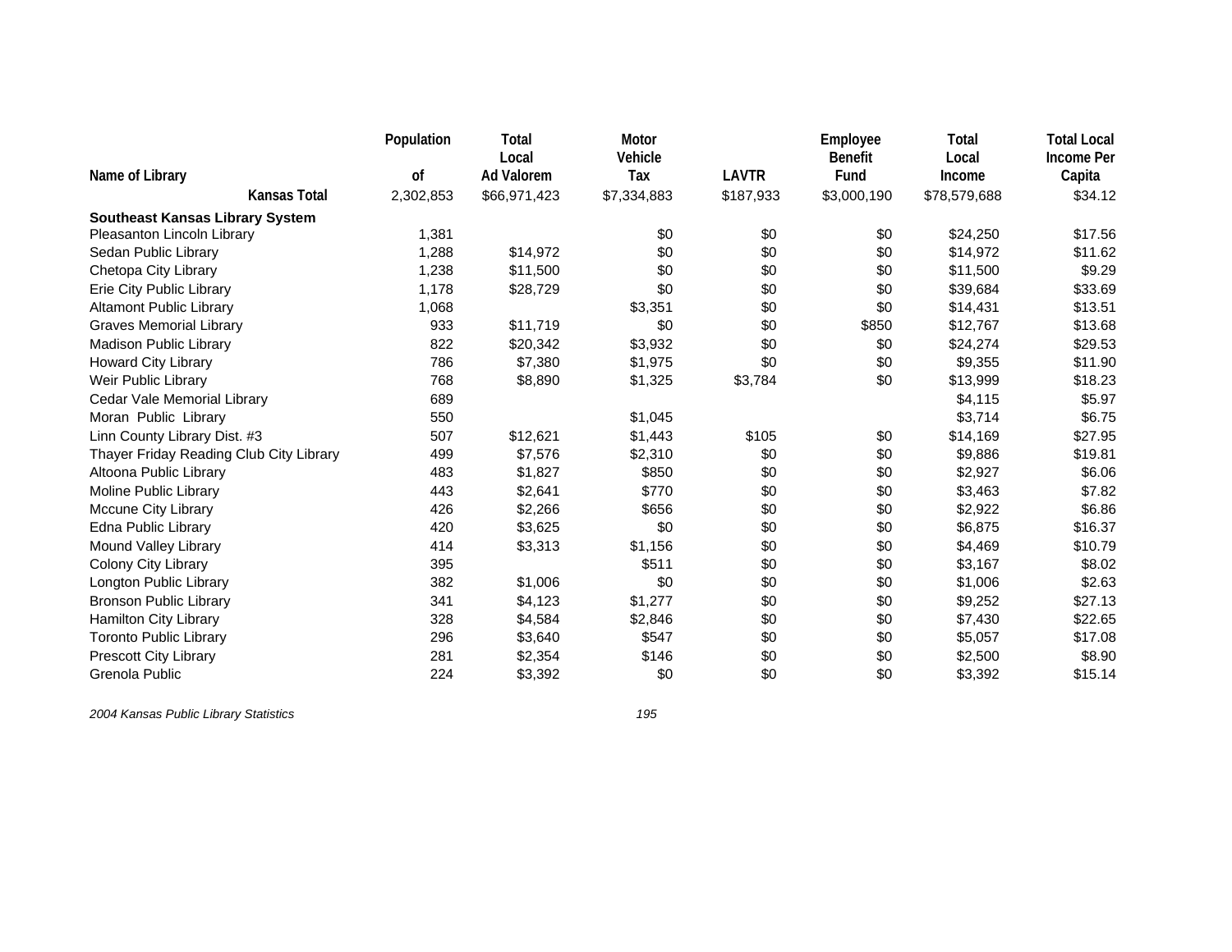| Name of Library | Population of | Total Local Ad Valorem | Motor Vehicle Tax | LAVTR | Employee Benefit Fund | Total Local Income | Total Local Income Per Capita |
|---|---|---|---|---|---|---|---|
| **Kansas Total** | 2,302,853 | $66,971,423 | $7,334,883 | $187,933 | $3,000,190 | $78,579,688 | $34.12 |
| **Southeast Kansas Library System** | | | | | | | |
| Pleasanton Lincoln Library | 1,381 | | $0 | $0 | $0 | $24,250 | $17.56 |
| Sedan Public Library | 1,288 | $14,972 | $0 | $0 | $0 | $14,972 | $11.62 |
| Chetopa City Library | 1,238 | $11,500 | $0 | $0 | $0 | $11,500 | $9.29 |
| Erie City Public Library | 1,178 | $28,729 | $0 | $0 | $0 | $39,684 | $33.69 |
| Altamont Public Library | 1,068 | | $3,351 | $0 | $0 | $14,431 | $13.51 |
| Graves Memorial Library | 933 | $11,719 | $0 | $0 | $850 | $12,767 | $13.68 |
| Madison Public Library | 822 | $20,342 | $3,932 | $0 | $0 | $24,274 | $29.53 |
| Howard City Library | 786 | $7,380 | $1,975 | $0 | $0 | $9,355 | $11.90 |
| Weir Public Library | 768 | $8,890 | $1,325 | $3,784 | $0 | $13,999 | $18.23 |
| Cedar Vale Memorial Library | 689 | | | | | $4,115 | $5.97 |
| Moran Public Library | 550 | | $1,045 | | | $3,714 | $6.75 |
| Linn County Library Dist. #3 | 507 | $12,621 | $1,443 | $105 | $0 | $14,169 | $27.95 |
| Thayer Friday Reading Club City Library | 499 | $7,576 | $2,310 | $0 | $0 | $9,886 | $19.81 |
| Altoona Public Library | 483 | $1,827 | $850 | $0 | $0 | $2,927 | $6.06 |
| Moline Public Library | 443 | $2,641 | $770 | $0 | $0 | $3,463 | $7.82 |
| Mccune City Library | 426 | $2,266 | $656 | $0 | $0 | $2,922 | $6.86 |
| Edna Public Library | 420 | $3,625 | $0 | $0 | $0 | $6,875 | $16.37 |
| Mound Valley Library | 414 | $3,313 | $1,156 | $0 | $0 | $4,469 | $10.79 |
| Colony City Library | 395 | | $511 | $0 | $0 | $3,167 | $8.02 |
| Longton Public Library | 382 | $1,006 | $0 | $0 | $0 | $1,006 | $2.63 |
| Bronson Public Library | 341 | $4,123 | $1,277 | $0 | $0 | $9,252 | $27.13 |
| Hamilton City Library | 328 | $4,584 | $2,846 | $0 | $0 | $7,430 | $22.65 |
| Toronto Public Library | 296 | $3,640 | $547 | $0 | $0 | $5,057 | $17.08 |
| Prescott City Library | 281 | $2,354 | $146 | $0 | $0 | $2,500 | $8.90 |
| Grenola Public | 224 | $3,392 | $0 | $0 | $0 | $3,392 | $15.14 |

*2004 Kansas Public Library Statistics*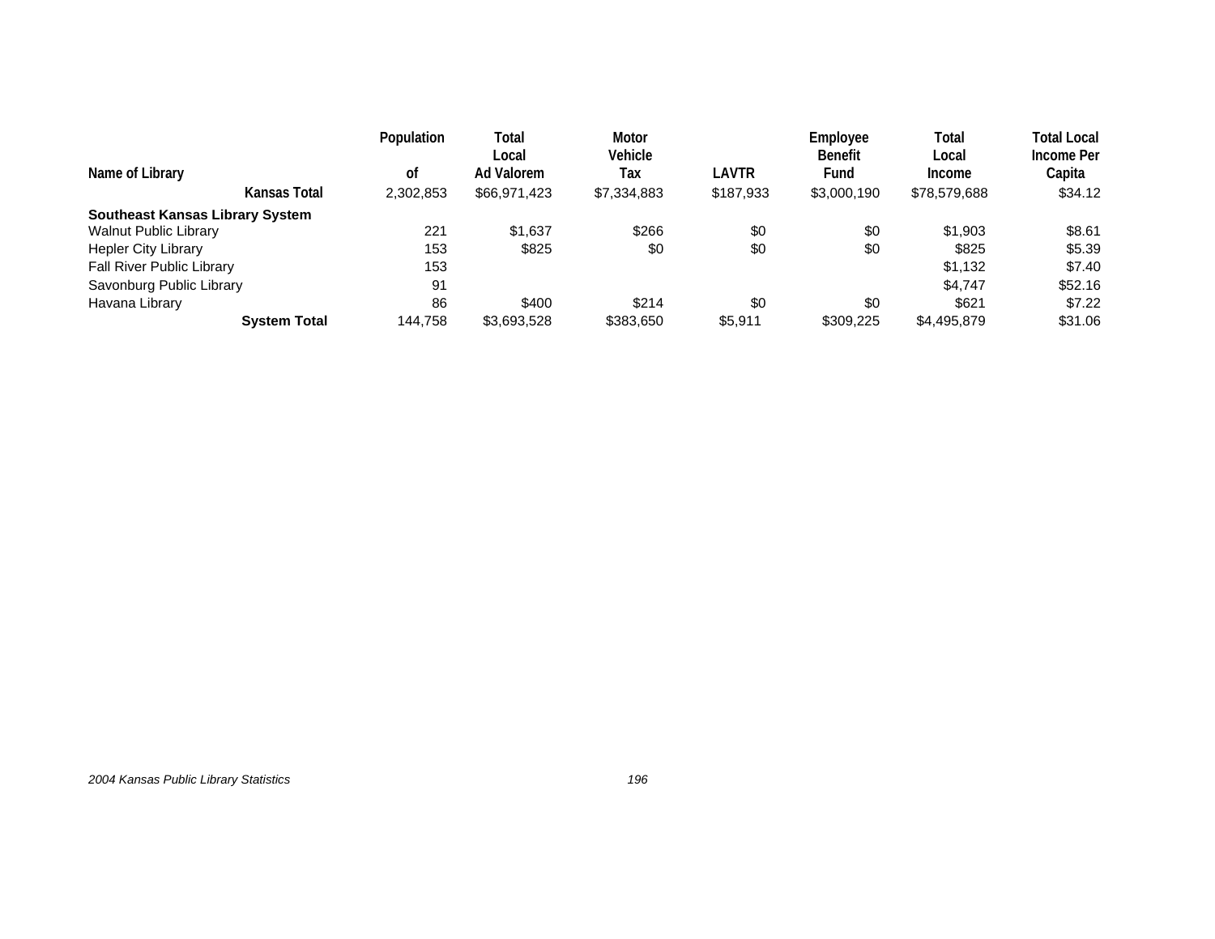| Name of Library | Population of | Total Local Ad Valorem | Motor Vehicle Tax | LAVTR | Employee Benefit Fund | Total Local Income | Total Local Income Per Capita |
|---|---|---|---|---|---|---|---|
| **Kansas Total** | 2,302,853 | $66,971,423 | $7,334,883 | $187,933 | $3,000,190 | $78,579,688 | $34.12 |
| **Southeast Kansas Library System** | | | | | | | |
| Walnut Public Library | 221 | $1,637 | $266 | $0 | $0 | $1,903 | $8.61 |
| Hepler City Library | 153 | $825 | $0 | $0 | $0 | $825 | $5.39 |
| Fall River Public Library | 153 | | | | | $1,132 | $7.40 |
| Savonburg Public Library | 91 | | | | | $4,747 | $52.16 |
| Havana Library | 86 | $400 | $214 | $0 | $0 | $621 | $7.22 |
| **System Total** | 144,758 | $3,693,528 | $383,650 | $5,911 | $309,225 | $4,495,879 | $31.06 |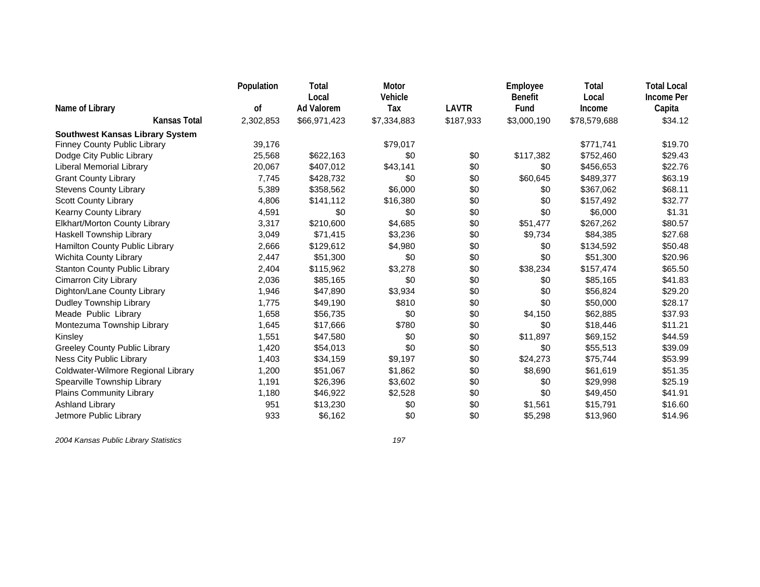| Name of Library | Population of | Total Local Ad Valorem | Motor Vehicle Tax | LAVTR | Employee Benefit Fund | Total Local Income | Total Local Income Per Capita |
|---|---|---|---|---|---|---|---|
| Kansas Total | 2,302,853 | $66,971,423 | $7,334,883 | $187,933 | $3,000,190 | $78,579,688 | $34.12 |
| **Southwest Kansas Library System** | | | | | | | |
| Finney County Public Library | 39,176 | | $79,017 | | | $771,741 | $19.70 |
| Dodge City Public Library | 25,568 | $622,163 | $0 | $0 | $117,382 | $752,460 | $29.43 |
| Liberal Memorial Library | 20,067 | $407,012 | $43,141 | $0 | $0 | $456,653 | $22.76 |
| Grant County Library | 7,745 | $428,732 | $0 | $0 | $60,645 | $489,377 | $63.19 |
| Stevens County Library | 5,389 | $358,562 | $6,000 | $0 | $0 | $367,062 | $68.11 |
| Scott County Library | 4,806 | $141,112 | $16,380 | $0 | $0 | $157,492 | $32.77 |
| Kearny County Library | 4,591 | $0 | $0 | $0 | $0 | $6,000 | $1.31 |
| Elkhart/Morton County Library | 3,317 | $210,600 | $4,685 | $0 | $51,477 | $267,262 | $80.57 |
| Haskell Township Library | 3,049 | $71,415 | $3,236 | $0 | $9,734 | $84,385 | $27.68 |
| Hamilton County Public Library | 2,666 | $129,612 | $4,980 | $0 | $0 | $134,592 | $50.48 |
| Wichita County Library | 2,447 | $51,300 | $0 | $0 | $0 | $51,300 | $20.96 |
| Stanton County Public Library | 2,404 | $115,962 | $3,278 | $0 | $38,234 | $157,474 | $65.50 |
| Cimarron City Library | 2,036 | $85,165 | $0 | $0 | $0 | $85,165 | $41.83 |
| Dighton/Lane County Library | 1,946 | $47,890 | $3,934 | $0 | $0 | $56,824 | $29.20 |
| Dudley Township Library | 1,775 | $49,190 | $810 | $0 | $0 | $50,000 | $28.17 |
| Meade Public Library | 1,658 | $56,735 | $0 | $0 | $4,150 | $62,885 | $37.93 |
| Montezuma Township Library | 1,645 | $17,666 | $780 | $0 | $0 | $18,446 | $11.21 |
| Kinsley | 1,551 | $47,580 | $0 | $0 | $11,897 | $69,152 | $44.59 |
| Greeley County Public Library | 1,420 | $54,013 | $0 | $0 | $0 | $55,513 | $39.09 |
| Ness City Public Library | 1,403 | $34,159 | $9,197 | $0 | $24,273 | $75,744 | $53.99 |
| Coldwater-Wilmore Regional Library | 1,200 | $51,067 | $1,862 | $0 | $8,690 | $61,619 | $51.35 |
| Spearville Township Library | 1,191 | $26,396 | $3,602 | $0 | $0 | $29,998 | $25.19 |
| Plains Community Library | 1,180 | $46,922 | $2,528 | $0 | $0 | $49,450 | $41.91 |
| Ashland Library | 951 | $13,230 | $0 | $0 | $1,561 | $15,791 | $16.60 |
| Jetmore Public Library | 933 | $6,162 | $0 | $0 | $5,298 | $13,960 | $14.96 |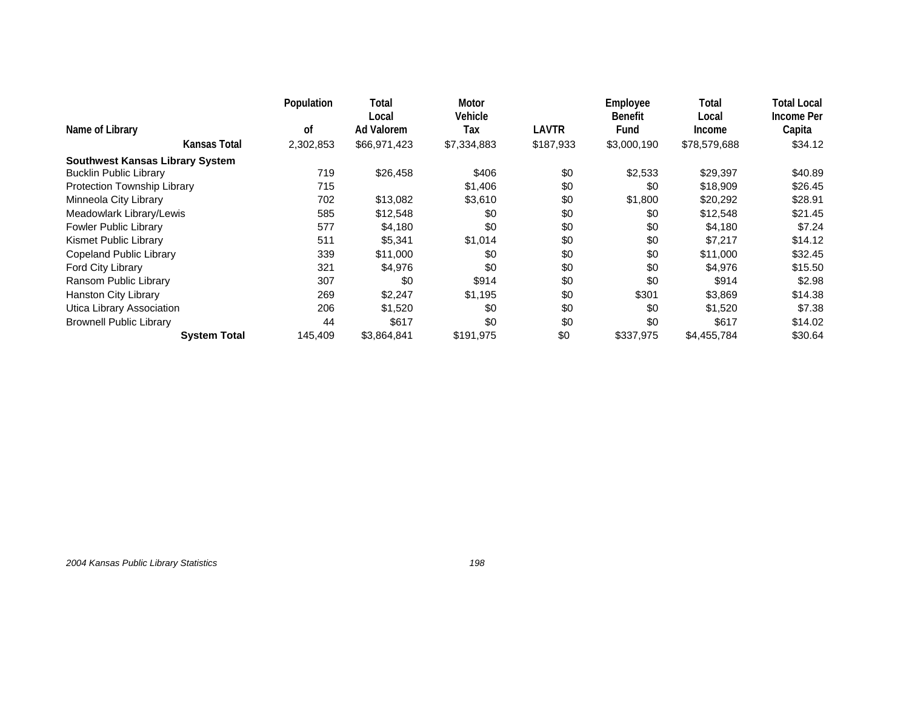| Name of Library | Population of | Total Local Ad Valorem | Motor Vehicle Tax | LAVTR | Employee Benefit Fund | Total Local Income | Total Local Income Per Capita |
|---|---|---|---|---|---|---|---|
| **Kansas Total** | 2,302,853 | $66,971,423 | $7,334,883 | $187,933 | $3,000,190 | $78,579,688 | $34.12 |
| **Southwest Kansas Library System** | | | | | | | |
| Bucklin Public Library | 719 | $26,458 | $406 | $0 | $2,533 | $29,397 | $40.89 |
| Protection Township Library | 715 | | $1,406 | $0 | $0 | $18,909 | $26.45 |
| Minneola City Library | 702 | $13,082 | $3,610 | $0 | $1,800 | $20,292 | $28.91 |
| Meadowlark Library/Lewis | 585 | $12,548 | $0 | $0 | $0 | $12,548 | $21.45 |
| Fowler Public Library | 577 | $4,180 | $0 | $0 | $0 | $4,180 | $7.24 |
| Kismet Public Library | 511 | $5,341 | $1,014 | $0 | $0 | $7,217 | $14.12 |
| Copeland Public Library | 339 | $11,000 | $0 | $0 | $0 | $11,000 | $32.45 |
| Ford City Library | 321 | $4,976 | $0 | $0 | $0 | $4,976 | $15.50 |
| Ransom Public Library | 307 | $0 | $914 | $0 | $0 | $914 | $2.98 |
| Hanston City Library | 269 | $2,247 | $1,195 | $0 | $301 | $3,869 | $14.38 |
| Utica Library Association | 206 | $1,520 | $0 | $0 | $0 | $1,520 | $7.38 |
| Brownell Public Library | 44 | $617 | $0 | $0 | $0 | $617 | $14.02 |
| **System Total** | 145,409 | $3,864,841 | $191,975 | $0 | $337,975 | $4,455,784 | $30.64 |